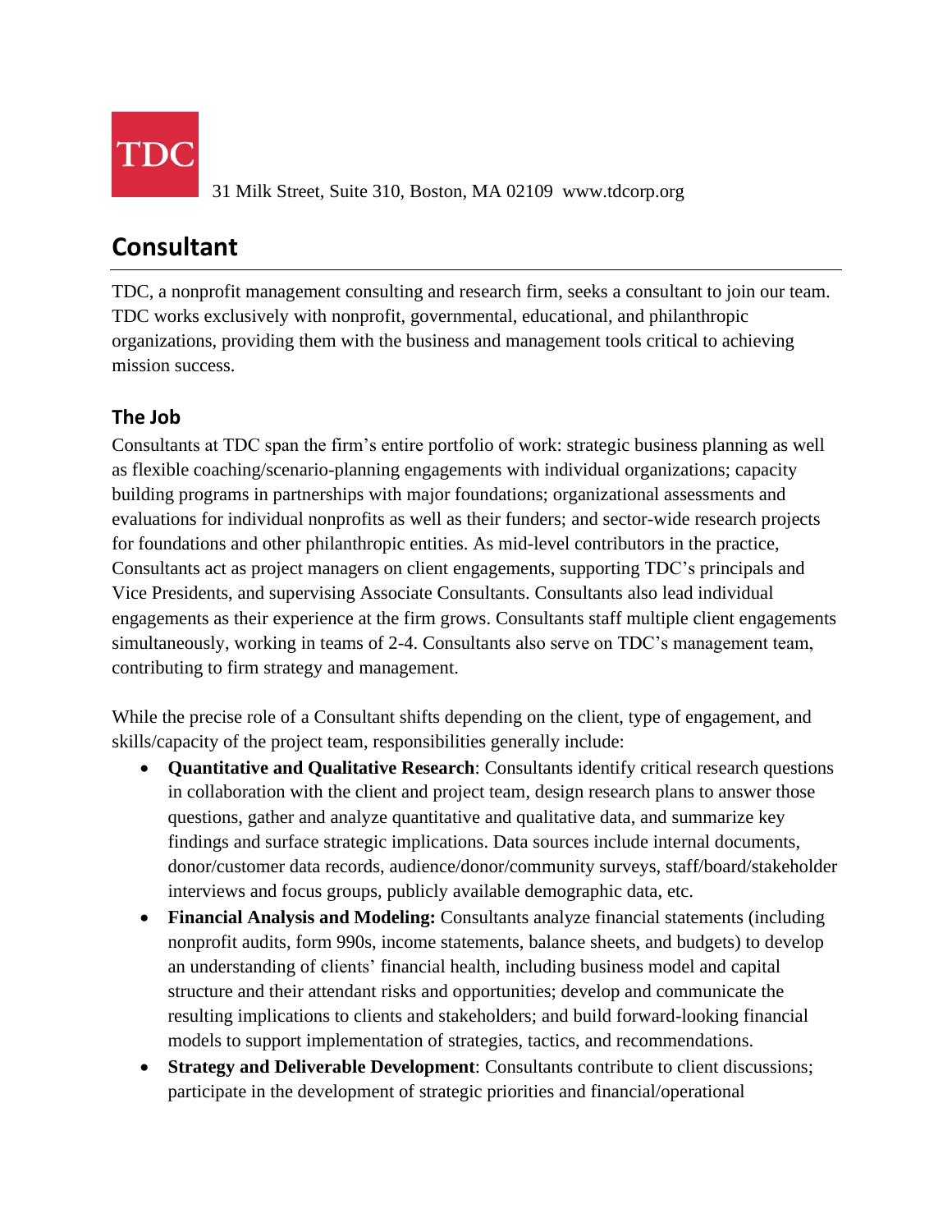TDC

31 Milk Street, Suite 310, Boston, MA 02109  www.tdcorp.org

# Consultant

TDC, a nonprofit management consulting and research firm, seeks a consultant to join our team. TDC works exclusively with nonprofit, governmental, educational, and philanthropic organizations, providing them with the business and management tools critical to achieving mission success.

## The Job

Consultants at TDC span the firm's entire portfolio of work: strategic business planning as well as flexible coaching/scenario-planning engagements with individual organizations; capacity building programs in partnerships with major foundations; organizational assessments and evaluations for individual nonprofits as well as their funders; and sector-wide research projects for foundations and other philanthropic entities. As mid-level contributors in the practice, Consultants act as project managers on client engagements, supporting TDC's principals and Vice Presidents, and supervising Associate Consultants. Consultants also lead individual engagements as their experience at the firm grows. Consultants staff multiple client engagements simultaneously, working in teams of 2-4. Consultants also serve on TDC's management team, contributing to firm strategy and management.

While the precise role of a Consultant shifts depending on the client, type of engagement, and skills/capacity of the project team, responsibilities generally include:

- **Quantitative and Qualitative Research**: Consultants identify critical research questions in collaboration with the client and project team, design research plans to answer those questions, gather and analyze quantitative and qualitative data, and summarize key findings and surface strategic implications. Data sources include internal documents, donor/customer data records, audience/donor/community surveys, staff/board/stakeholder interviews and focus groups, publicly available demographic data, etc.
- **Financial Analysis and Modeling:** Consultants analyze financial statements (including nonprofit audits, form 990s, income statements, balance sheets, and budgets) to develop an understanding of clients' financial health, including business model and capital structure and their attendant risks and opportunities; develop and communicate the resulting implications to clients and stakeholders; and build forward-looking financial models to support implementation of strategies, tactics, and recommendations.
- **Strategy and Deliverable Development**: Consultants contribute to client discussions; participate in the development of strategic priorities and financial/operational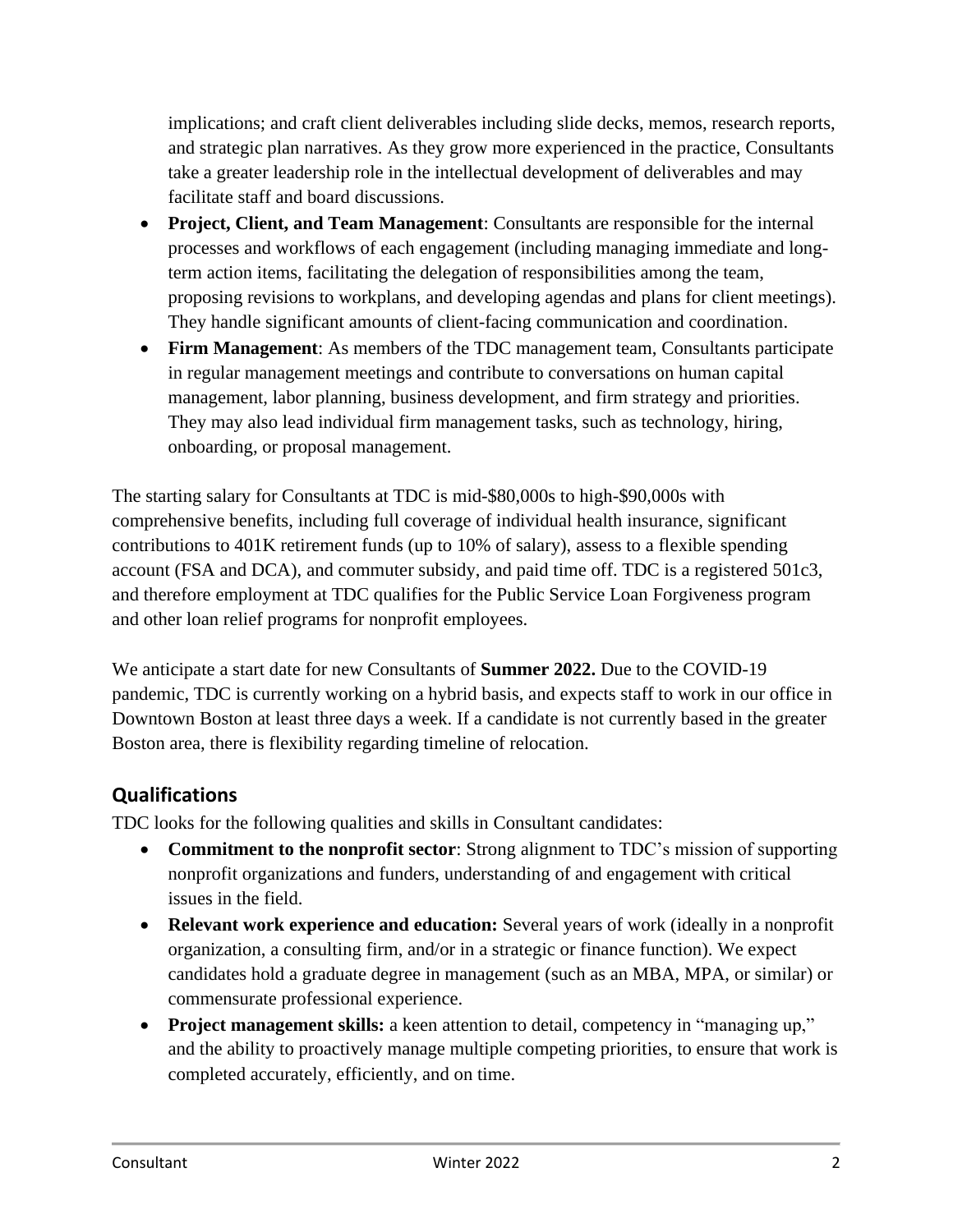implications; and craft client deliverables including slide decks, memos, research reports, and strategic plan narratives. As they grow more experienced in the practice, Consultants take a greater leadership role in the intellectual development of deliverables and may facilitate staff and board discussions.

- **Project, Client, and Team Management**: Consultants are responsible for the internal processes and workflows of each engagement (including managing immediate and long-term action items, facilitating the delegation of responsibilities among the team, proposing revisions to workplans, and developing agendas and plans for client meetings). They handle significant amounts of client-facing communication and coordination.
- **Firm Management**: As members of the TDC management team, Consultants participate in regular management meetings and contribute to conversations on human capital management, labor planning, business development, and firm strategy and priorities. They may also lead individual firm management tasks, such as technology, hiring, onboarding, or proposal management.

The starting salary for Consultants at TDC is mid-$80,000s to high-$90,000s with comprehensive benefits, including full coverage of individual health insurance, significant contributions to 401K retirement funds (up to 10% of salary), assess to a flexible spending account (FSA and DCA), and commuter subsidy, and paid time off. TDC is a registered 501c3, and therefore employment at TDC qualifies for the Public Service Loan Forgiveness program and other loan relief programs for nonprofit employees.

We anticipate a start date for new Consultants of **Summer 2022.** Due to the COVID-19 pandemic, TDC is currently working on a hybrid basis, and expects staff to work in our office in Downtown Boston at least three days a week. If a candidate is not currently based in the greater Boston area, there is flexibility regarding timeline of relocation.

## Qualifications

TDC looks for the following qualities and skills in Consultant candidates:

- **Commitment to the nonprofit sector**: Strong alignment to TDC's mission of supporting nonprofit organizations and funders, understanding of and engagement with critical issues in the field.
- **Relevant work experience and education:** Several years of work (ideally in a nonprofit organization, a consulting firm, and/or in a strategic or finance function). We expect candidates hold a graduate degree in management (such as an MBA, MPA, or similar) or commensurate professional experience.
- **Project management skills:** a keen attention to detail, competency in "managing up," and the ability to proactively manage multiple competing priorities, to ensure that work is completed accurately, efficiently, and on time.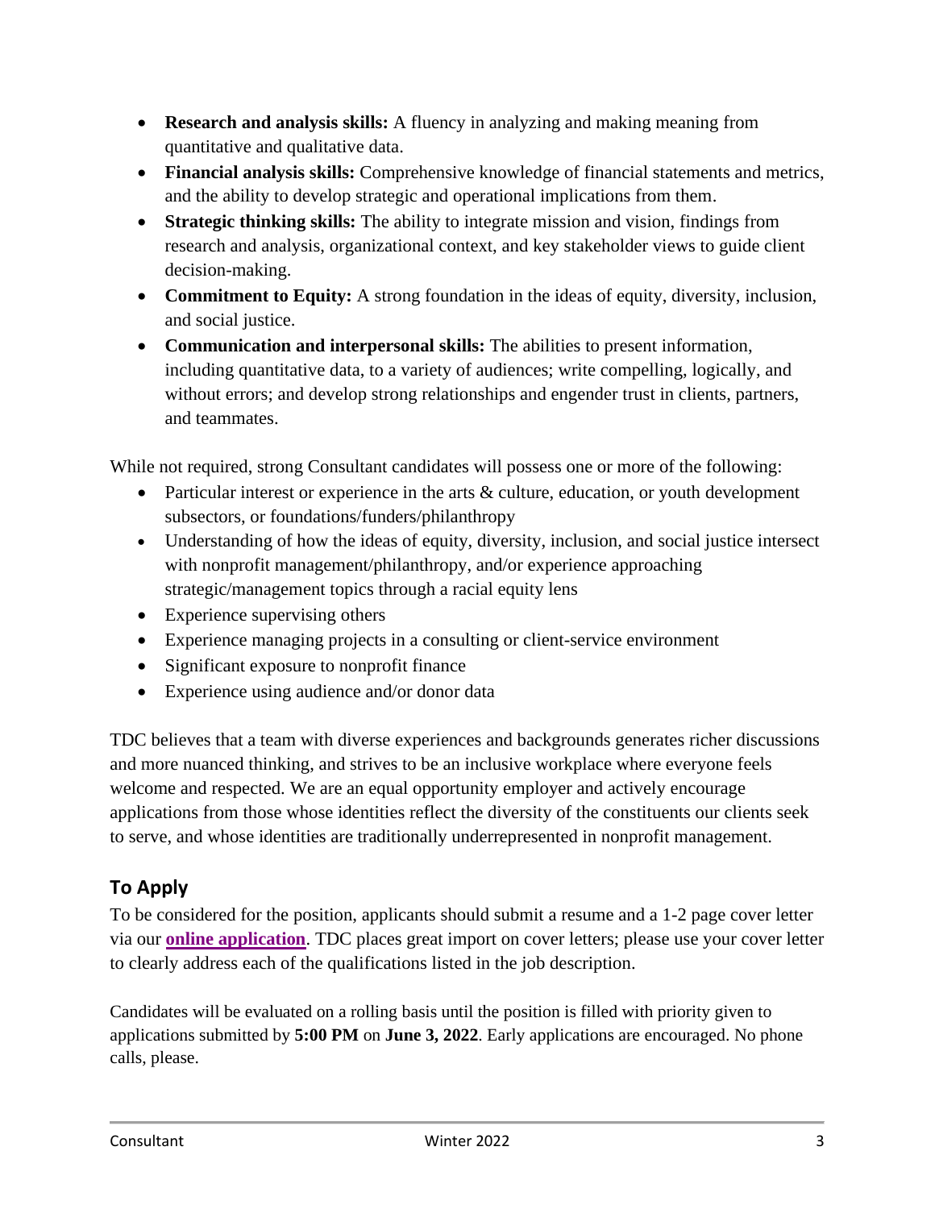- **Research and analysis skills:** A fluency in analyzing and making meaning from quantitative and qualitative data.
- **Financial analysis skills:** Comprehensive knowledge of financial statements and metrics, and the ability to develop strategic and operational implications from them.
- **Strategic thinking skills:** The ability to integrate mission and vision, findings from research and analysis, organizational context, and key stakeholder views to guide client decision-making.
- **Commitment to Equity:** A strong foundation in the ideas of equity, diversity, inclusion, and social justice.
- **Communication and interpersonal skills:** The abilities to present information, including quantitative data, to a variety of audiences; write compelling, logically, and without errors; and develop strong relationships and engender trust in clients, partners, and teammates.

While not required, strong Consultant candidates will possess one or more of the following:

- Particular interest or experience in the arts & culture, education, or youth development subsectors, or foundations/funders/philanthropy
- Understanding of how the ideas of equity, diversity, inclusion, and social justice intersect with nonprofit management/philanthropy, and/or experience approaching strategic/management topics through a racial equity lens
- Experience supervising others
- Experience managing projects in a consulting or client-service environment
- Significant exposure to nonprofit finance
- Experience using audience and/or donor data

TDC believes that a team with diverse experiences and backgrounds generates richer discussions and more nuanced thinking, and strives to be an inclusive workplace where everyone feels welcome and respected. We are an equal opportunity employer and actively encourage applications from those whose identities reflect the diversity of the constituents our clients seek to serve, and whose identities are traditionally underrepresented in nonprofit management.

## To Apply

To be considered for the position, applicants should submit a resume and a 1-2 page cover letter via our **online application**. TDC places great import on cover letters; please use your cover letter to clearly address each of the qualifications listed in the job description.

Candidates will be evaluated on a rolling basis until the position is filled with priority given to applications submitted by **5:00 PM** on **June 3, 2022**. Early applications are encouraged. No phone calls, please.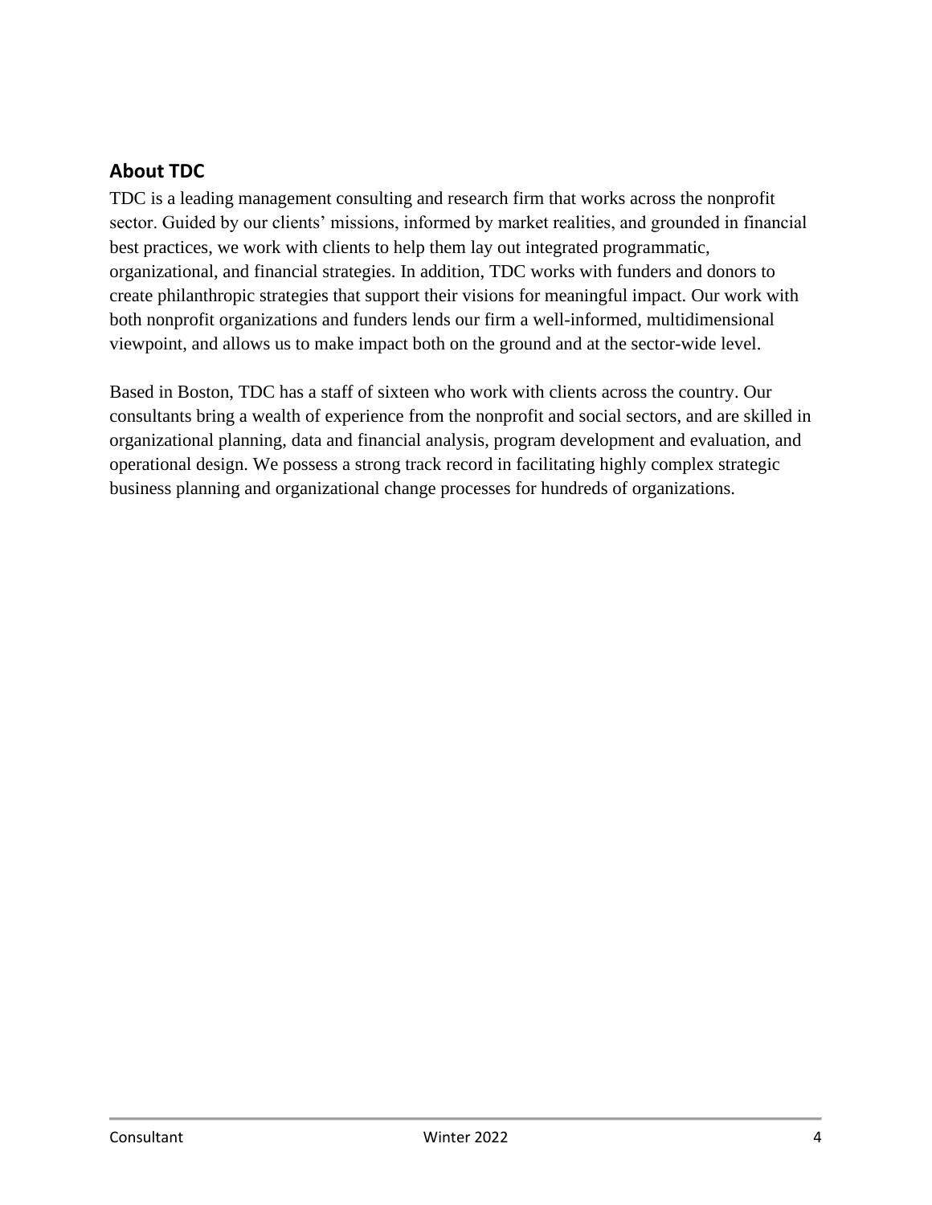## About TDC

TDC is a leading management consulting and research firm that works across the nonprofit sector. Guided by our clients' missions, informed by market realities, and grounded in financial best practices, we work with clients to help them lay out integrated programmatic, organizational, and financial strategies. In addition, TDC works with funders and donors to create philanthropic strategies that support their visions for meaningful impact. Our work with both nonprofit organizations and funders lends our firm a well-informed, multidimensional viewpoint, and allows us to make impact both on the ground and at the sector-wide level.

Based in Boston, TDC has a staff of sixteen who work with clients across the country. Our consultants bring a wealth of experience from the nonprofit and social sectors, and are skilled in organizational planning, data and financial analysis, program development and evaluation, and operational design. We possess a strong track record in facilitating highly complex strategic business planning and organizational change processes for hundreds of organizations.